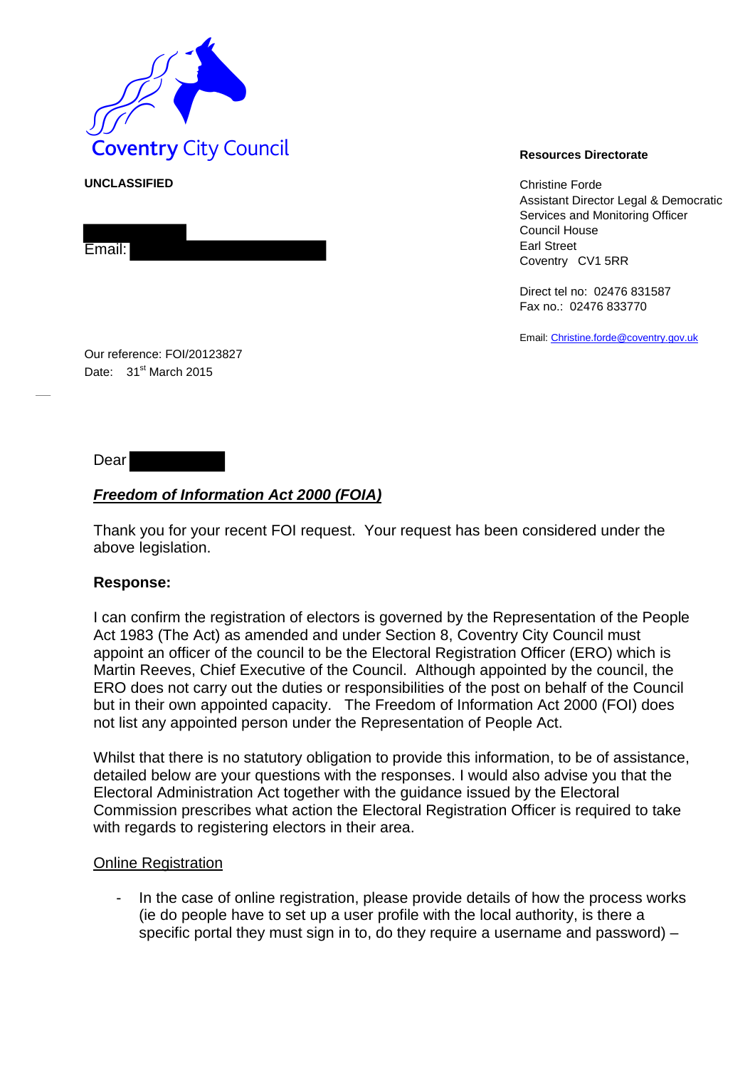Coventry City Council

**UNCLASSIFIED**

Email:

**Resources Directorate**

Christine Forde
Assistant Director Legal & Democratic Services and Monitoring Officer
Council House
Earl Street
Coventry CV1 5RR

Direct tel no: 02476 831587
Fax no.: 02476 833770

Email: Christine.forde@coventry.gov.uk

Our reference: FOI/20123827
Date: 31st March 2015

Dear

***Freedom of Information Act 2000 (FOIA)***

Thank you for your recent FOI request. Your request has been considered under the above legislation.

**Response:**

I can confirm the registration of electors is governed by the Representation of the People Act 1983 (The Act) as amended and under Section 8, Coventry City Council must appoint an officer of the council to be the Electoral Registration Officer (ERO) which is Martin Reeves, Chief Executive of the Council. Although appointed by the council, the ERO does not carry out the duties or responsibilities of the post on behalf of the Council but in their own appointed capacity. The Freedom of Information Act 2000 (FOI) does not list any appointed person under the Representation of People Act.

Whilst that there is no statutory obligation to provide this information, to be of assistance, detailed below are your questions with the responses. I would also advise you that the Electoral Administration Act together with the guidance issued by the Electoral Commission prescribes what action the Electoral Registration Officer is required to take with regards to registering electors in their area.

Online Registration

- In the case of online registration, please provide details of how the process works (ie do people have to set up a user profile with the local authority, is there a specific portal they must sign in to, do they require a username and password) –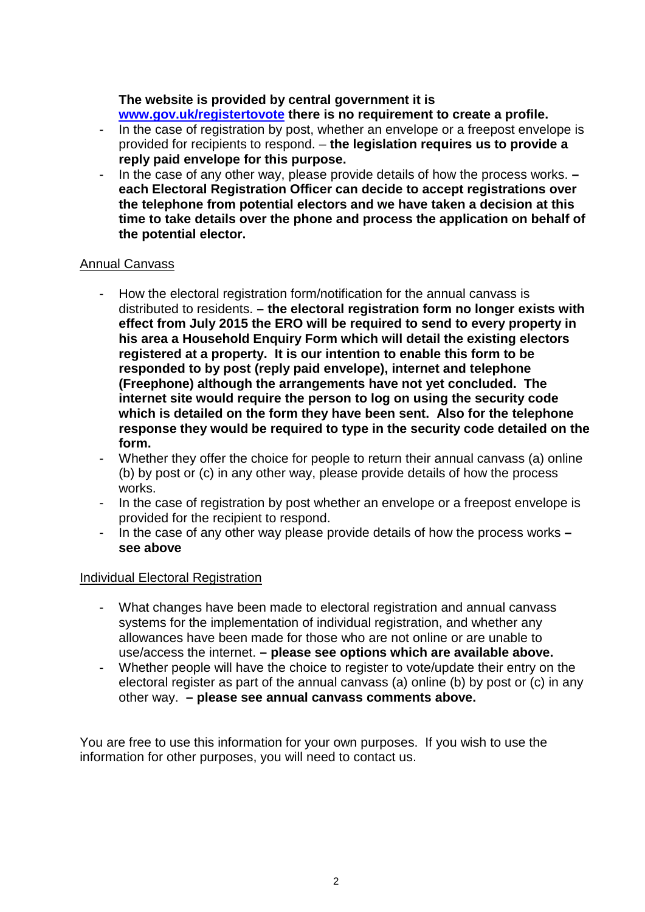**The website is provided by central government it is [www.gov.uk/registertovote](http://www.gov.uk/registertovote) there is no requirement to create a profile.**

- In the case of registration by post, whether an envelope or a freepost envelope is provided for recipients to respond. – **the legislation requires us to provide a reply paid envelope for this purpose.**
- In the case of any other way, please provide details of how the process works. **– each Electoral Registration Officer can decide to accept registrations over the telephone from potential electors and we have taken a decision at this time to take details over the phone and process the application on behalf of the potential elector.**

<u>Annual Canvass</u>

- How the electoral registration form/notification for the annual canvass is distributed to residents. **– the electoral registration form no longer exists with effect from July 2015 the ERO will be required to send to every property in his area a Household Enquiry Form which will detail the existing electors registered at a property. It is our intention to enable this form to be responded to by post (reply paid envelope), internet and telephone (Freephone) although the arrangements have not yet concluded. The internet site would require the person to log on using the security code which is detailed on the form they have been sent. Also for the telephone response they would be required to type in the security code detailed on the form.**
- Whether they offer the choice for people to return their annual canvass (a) online (b) by post or (c) in any other way, please provide details of how the process works.
- In the case of registration by post whether an envelope or a freepost envelope is provided for the recipient to respond.
- In the case of any other way please provide details of how the process works **– see above**

<u>Individual Electoral Registration</u>

- What changes have been made to electoral registration and annual canvass systems for the implementation of individual registration, and whether any allowances have been made for those who are not online or are unable to use/access the internet. **– please see options which are available above.**
- Whether people will have the choice to register to vote/update their entry on the electoral register as part of the annual canvass (a) online (b) by post or (c) in any other way. **– please see annual canvass comments above.**

You are free to use this information for your own purposes. If you wish to use the information for other purposes, you will need to contact us.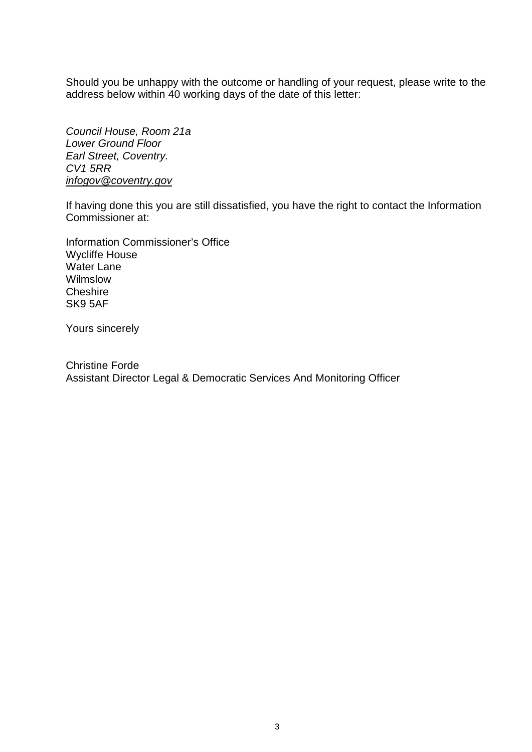Should you be unhappy with the outcome or handling of your request, please write to the address below within 40 working days of the date of this letter:

*Council House, Room 21a*
*Lower Ground Floor*
*Earl Street, Coventry.*
*CV1 5RR*
*infogov@coventry.gov*

If having done this you are still dissatisfied, you have the right to contact the Information Commissioner at:

Information Commissioner's Office
Wycliffe House
Water Lane
Wilmslow
Cheshire
SK9 5AF

Yours sincerely

Christine Forde
Assistant Director Legal & Democratic Services And Monitoring Officer